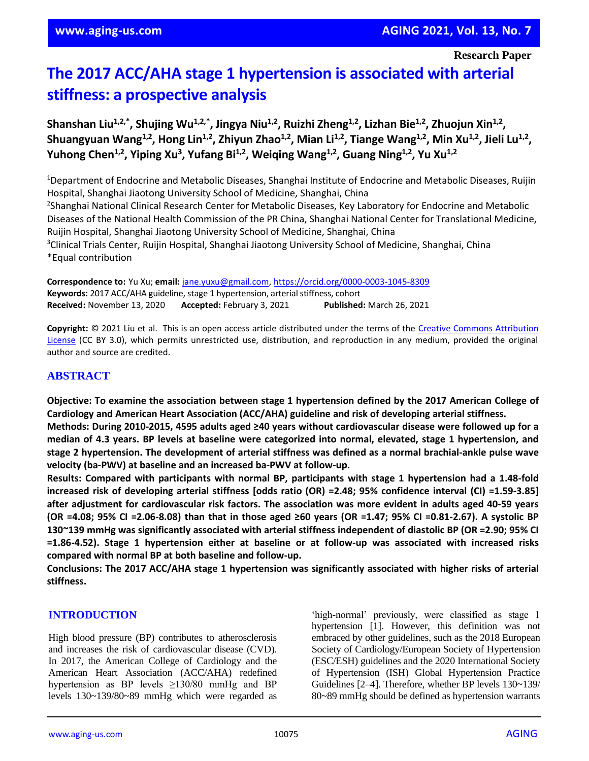Research Paper

# The 2017 ACC/AHA stage 1 hypertension is associated with arterial stiffness: a prospective analysis

**Shanshan Liu[1,2,*], Shujing Wu[1,2,*], Jingya Niu[1,2], Ruizhi Zheng[1,2], Lizhan Bie[1,2], Zhuojun Xin[1,2], Shuangyuan Wang[1,2], Hong Lin[1,2], Zhiyun Zhao[1,2], Mian Li[1,2], Tiange Wang[1,2], Min Xu[1,2], Jieli Lu[1,2], Yuhong Chen[1,2], Yiping Xu[3], Yufang Bi[1,2], Weiqing Wang[1,2], Guang Ning[1,2], Yu Xu[1,2]**

[1]Department of Endocrine and Metabolic Diseases, Shanghai Institute of Endocrine and Metabolic Diseases, Ruijin Hospital, Shanghai Jiaotong University School of Medicine, Shanghai, China
[2]Shanghai National Clinical Research Center for Metabolic Diseases, Key Laboratory for Endocrine and Metabolic Diseases of the National Health Commission of the PR China, Shanghai National Center for Translational Medicine, Ruijin Hospital, Shanghai Jiaotong University School of Medicine, Shanghai, China
[3]Clinical Trials Center, Ruijin Hospital, Shanghai Jiaotong University School of Medicine, Shanghai, China
*Equal contribution

**Correspondence to:** Yu Xu; **email:** jane.yuxu@gmail.com, https://orcid.org/0000-0003-1045-8309
**Keywords:** 2017 ACC/AHA guideline, stage 1 hypertension, arterial stiffness, cohort
**Received:** November 13, 2020 **Accepted:** February 3, 2021 **Published:** March 26, 2021

**Copyright:** © 2021 Liu et al. This is an open access article distributed under the terms of the Creative Commons Attribution License (CC BY 3.0), which permits unrestricted use, distribution, and reproduction in any medium, provided the original author and source are credited.

## ABSTRACT

**Objective: To examine the association between stage 1 hypertension defined by the 2017 American College of Cardiology and American Heart Association (ACC/AHA) guideline and risk of developing arterial stiffness.**

**Methods: During 2010-2015, 4595 adults aged ≥40 years without cardiovascular disease were followed up for a median of 4.3 years. BP levels at baseline were categorized into normal, elevated, stage 1 hypertension, and stage 2 hypertension. The development of arterial stiffness was defined as a normal brachial-ankle pulse wave velocity (ba-PWV) at baseline and an increased ba-PWV at follow-up.**

**Results: Compared with participants with normal BP, participants with stage 1 hypertension had a 1.48-fold increased risk of developing arterial stiffness [odds ratio (OR) =2.48; 95% confidence interval (CI) =1.59-3.85] after adjustment for cardiovascular risk factors. The association was more evident in adults aged 40-59 years (OR =4.08; 95% CI =2.06-8.08) than that in those aged ≥60 years (OR =1.47; 95% CI =0.81-2.67). A systolic BP 130~139 mmHg was significantly associated with arterial stiffness independent of diastolic BP (OR =2.90; 95% CI =1.86-4.52). Stage 1 hypertension either at baseline or at follow-up was associated with increased risks compared with normal BP at both baseline and follow-up.**

**Conclusions: The 2017 ACC/AHA stage 1 hypertension was significantly associated with higher risks of arterial stiffness.**

## INTRODUCTION

High blood pressure (BP) contributes to atherosclerosis and increases the risk of cardiovascular disease (CVD). In 2017, the American College of Cardiology and the American Heart Association (ACC/AHA) redefined hypertension as BP levels ≥130/80 mmHg and BP levels 130~139/80~89 mmHg which were regarded as 'high-normal' previously, were classified as stage 1 hypertension [1]. However, this definition was not embraced by other guidelines, such as the 2018 European Society of Cardiology/European Society of Hypertension (ESC/ESH) guidelines and the 2020 International Society of Hypertension (ISH) Global Hypertension Practice Guidelines [2–4]. Therefore, whether BP levels 130~139/80~89 mmHg should be defined as hypertension warrants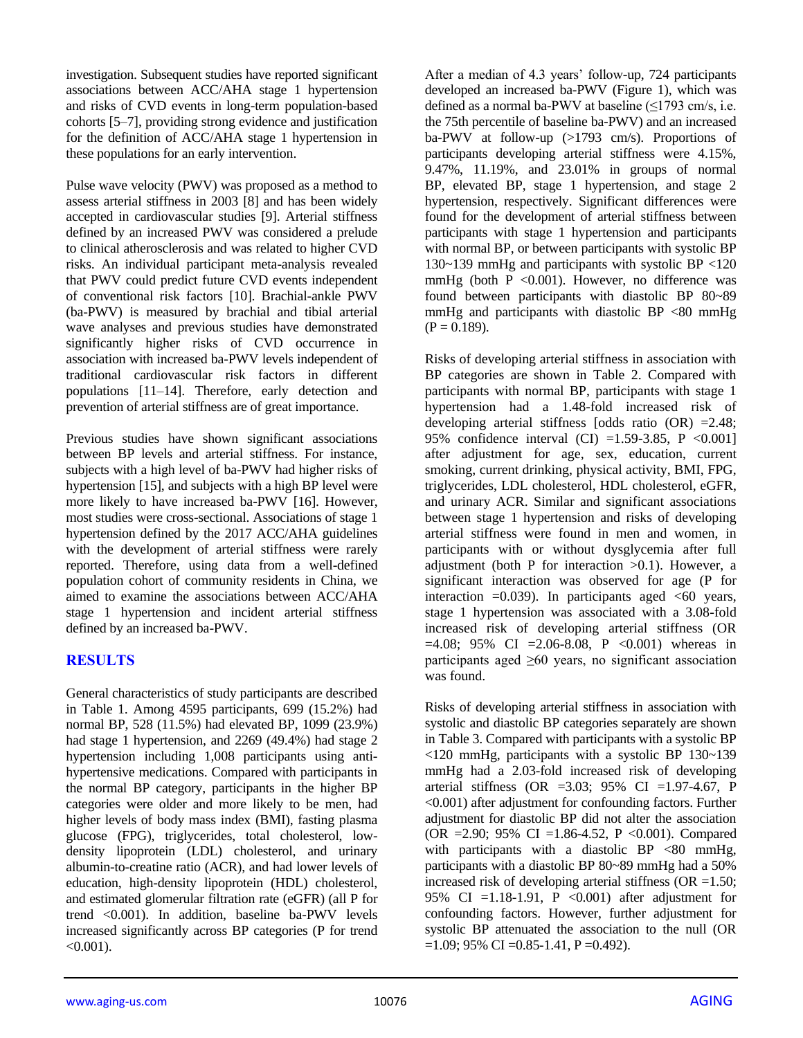investigation. Subsequent studies have reported significant associations between ACC/AHA stage 1 hypertension and risks of CVD events in long-term population-based cohorts [5–7], providing strong evidence and justification for the definition of ACC/AHA stage 1 hypertension in these populations for an early intervention.

Pulse wave velocity (PWV) was proposed as a method to assess arterial stiffness in 2003 [8] and has been widely accepted in cardiovascular studies [9]. Arterial stiffness defined by an increased PWV was considered a prelude to clinical atherosclerosis and was related to higher CVD risks. An individual participant meta-analysis revealed that PWV could predict future CVD events independent of conventional risk factors [10]. Brachial-ankle PWV (ba-PWV) is measured by brachial and tibial arterial wave analyses and previous studies have demonstrated significantly higher risks of CVD occurrence in association with increased ba-PWV levels independent of traditional cardiovascular risk factors in different populations [11–14]. Therefore, early detection and prevention of arterial stiffness are of great importance.

Previous studies have shown significant associations between BP levels and arterial stiffness. For instance, subjects with a high level of ba-PWV had higher risks of hypertension [15], and subjects with a high BP level were more likely to have increased ba-PWV [16]. However, most studies were cross-sectional. Associations of stage 1 hypertension defined by the 2017 ACC/AHA guidelines with the development of arterial stiffness were rarely reported. Therefore, using data from a well-defined population cohort of community residents in China, we aimed to examine the associations between ACC/AHA stage 1 hypertension and incident arterial stiffness defined by an increased ba-PWV.

## RESULTS

General characteristics of study participants are described in Table 1. Among 4595 participants, 699 (15.2%) had normal BP, 528 (11.5%) had elevated BP, 1099 (23.9%) had stage 1 hypertension, and 2269 (49.4%) had stage 2 hypertension including 1,008 participants using anti-hypertensive medications. Compared with participants in the normal BP category, participants in the higher BP categories were older and more likely to be men, had higher levels of body mass index (BMI), fasting plasma glucose (FPG), triglycerides, total cholesterol, low-density lipoprotein (LDL) cholesterol, and urinary albumin-to-creatine ratio (ACR), and had lower levels of education, high-density lipoprotein (HDL) cholesterol, and estimated glomerular filtration rate (eGFR) (all P for trend <0.001). In addition, baseline ba-PWV levels increased significantly across BP categories (P for trend <0.001).

After a median of 4.3 years' follow-up, 724 participants developed an increased ba-PWV (Figure 1), which was defined as a normal ba-PWV at baseline (≤1793 cm/s, i.e. the 75th percentile of baseline ba-PWV) and an increased ba-PWV at follow-up (>1793 cm/s). Proportions of participants developing arterial stiffness were 4.15%, 9.47%, 11.19%, and 23.01% in groups of normal BP, elevated BP, stage 1 hypertension, and stage 2 hypertension, respectively. Significant differences were found for the development of arterial stiffness between participants with stage 1 hypertension and participants with normal BP, or between participants with systolic BP 130~139 mmHg and participants with systolic BP <120 mmHg (both P <0.001). However, no difference was found between participants with diastolic BP 80~89 mmHg and participants with diastolic BP <80 mmHg (P = 0.189).

Risks of developing arterial stiffness in association with BP categories are shown in Table 2. Compared with participants with normal BP, participants with stage 1 hypertension had a 1.48-fold increased risk of developing arterial stiffness [odds ratio (OR) =2.48; 95% confidence interval (CI) =1.59-3.85, P <0.001] after adjustment for age, sex, education, current smoking, current drinking, physical activity, BMI, FPG, triglycerides, LDL cholesterol, HDL cholesterol, eGFR, and urinary ACR. Similar and significant associations between stage 1 hypertension and risks of developing arterial stiffness were found in men and women, in participants with or without dysglycemia after full adjustment (both P for interaction >0.1). However, a significant interaction was observed for age (P for interaction =0.039). In participants aged <60 years, stage 1 hypertension was associated with a 3.08-fold increased risk of developing arterial stiffness (OR =4.08; 95% CI =2.06-8.08, P <0.001) whereas in participants aged ≥60 years, no significant association was found.

Risks of developing arterial stiffness in association with systolic and diastolic BP categories separately are shown in Table 3. Compared with participants with a systolic BP <120 mmHg, participants with a systolic BP 130~139 mmHg had a 2.03-fold increased risk of developing arterial stiffness (OR =3.03; 95% CI =1.97-4.67, P <0.001) after adjustment for confounding factors. Further adjustment for diastolic BP did not alter the association (OR =2.90; 95% CI =1.86-4.52, P <0.001). Compared with participants with a diastolic BP <80 mmHg, participants with a diastolic BP 80~89 mmHg had a 50% increased risk of developing arterial stiffness (OR =1.50; 95% CI =1.18-1.91, P <0.001) after adjustment for confounding factors. However, further adjustment for systolic BP attenuated the association to the null (OR =1.09; 95% CI =0.85-1.41, P =0.492).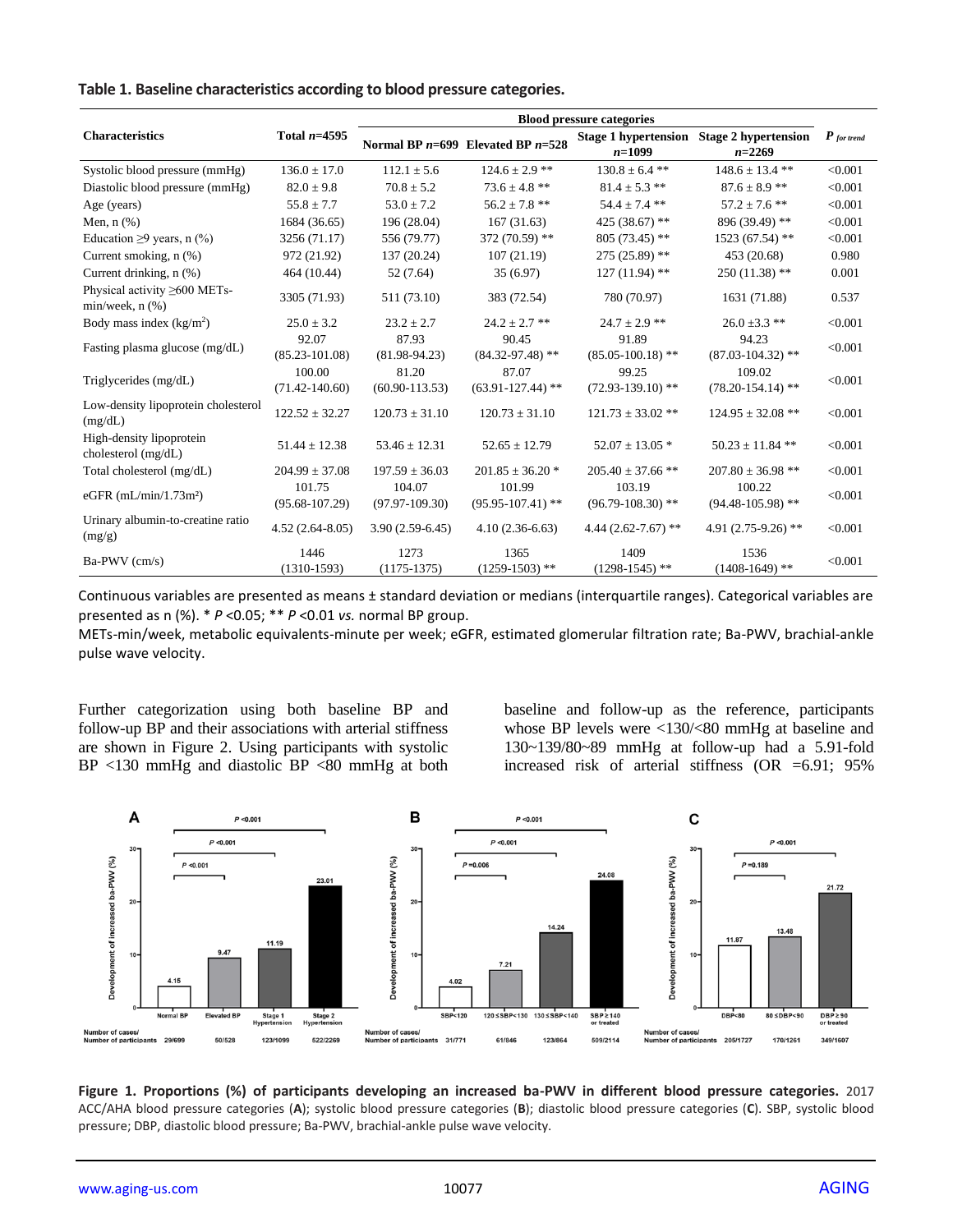**Table 1. Baseline characteristics according to blood pressure categories.**

| Characteristics | Total *n*=4595 | Blood pressure categories | | | | *P* for trend |
|---|---|---|---|---|---|---|
| | | Normal BP *n*=699 | Elevated BP *n*=528 | Stage 1 hypertension *n*=1099 | Stage 2 hypertension *n*=2269 | |
| Systolic blood pressure (mmHg) | 136.0 ± 17.0 | 112.1 ± 5.6 | 124.6 ± 2.9 ** | 130.8 ± 6.4 ** | 148.6 ± 13.4 ** | <0.001 |
| Diastolic blood pressure (mmHg) | 82.0 ± 9.8 | 70.8 ± 5.2 | 73.6 ± 4.8 ** | 81.4 ± 5.3 ** | 87.6 ± 8.9 ** | <0.001 |
| Age (years) | 55.8 ± 7.7 | 53.0 ± 7.2 | 56.2 ± 7.8 ** | 54.4 ± 7.4 ** | 57.2 ± 7.6 ** | <0.001 |
| Men, n (%) | 1684 (36.65) | 196 (28.04) | 167 (31.63) | 425 (38.67) ** | 896 (39.49) ** | <0.001 |
| Education ≥9 years, n (%) | 3256 (71.17) | 556 (79.77) | 372 (70.59) ** | 805 (73.45) ** | 1523 (67.54) ** | <0.001 |
| Current smoking, n (%) | 972 (21.92) | 137 (20.24) | 107 (21.19) | 275 (25.89) ** | 453 (20.68) | 0.980 |
| Current drinking, n (%) | 464 (10.44) | 52 (7.64) | 35 (6.97) | 127 (11.94) ** | 250 (11.38) ** | 0.001 |
| Physical activity ≥600 METs-min/week, n (%) | 3305 (71.93) | 511 (73.10) | 383 (72.54) | 780 (70.97) | 1631 (71.88) | 0.537 |
| Body mass index (kg/m$^2$) | 25.0 ± 3.2 | 23.2 ± 2.7 | 24.2 ± 2.7 ** | 24.7 ± 2.9 ** | 26.0 ±3.3 ** | <0.001 |
| Fasting plasma glucose (mg/dL) | 92.07 (85.23-101.08) | 87.93 (81.98-94.23) | 90.45 (84.32-97.48) ** | 91.89 (85.05-100.18) ** | 94.23 (87.03-104.32) ** | <0.001 |
| Triglycerides (mg/dL) | 100.00 (71.42-140.60) | 81.20 (60.90-113.53) | 87.07 (63.91-127.44) ** | 99.25 (72.93-139.10) ** | 109.02 (78.20-154.14) ** | <0.001 |
| Low-density lipoprotein cholesterol (mg/dL) | 122.52 ± 32.27 | 120.73 ± 31.10 | 120.73 ± 31.10 | 121.73 ± 33.02 ** | 124.95 ± 32.08 ** | <0.001 |
| High-density lipoprotein cholesterol (mg/dL) | 51.44 ± 12.38 | 53.46 ± 12.31 | 52.65 ± 12.79 | 52.07 ± 13.05 * | 50.23 ± 11.84 ** | <0.001 |
| Total cholesterol (mg/dL) | 204.99 ± 37.08 | 197.59 ± 36.03 | 201.85 ± 36.20 * | 205.40 ± 37.66 ** | 207.80 ± 36.98 ** | <0.001 |
| eGFR (mL/min/1.73m²) | 101.75 (95.68-107.29) | 104.07 (97.97-109.30) | 101.99 (95.95-107.41) ** | 103.19 (96.79-108.30) ** | 100.22 (94.48-105.98) ** | <0.001 |
| Urinary albumin-to-creatine ratio (mg/g) | 4.52 (2.64-8.05) | 3.90 (2.59-6.45) | 4.10 (2.36-6.63) | 4.44 (2.62-7.67) ** | 4.91 (2.75-9.26) ** | <0.001 |
| Ba-PWV (cm/s) | 1446 (1310-1593) | 1273 (1175-1375) | 1365 (1259-1503) ** | 1409 (1298-1545) ** | 1536 (1408-1649) ** | <0.001 |

Continuous variables are presented as means ± standard deviation or medians (interquartile ranges). Categorical variables are presented as n (%). * $P$ <0.05; ** $P$ <0.01 *vs.* normal BP group.
METs-min/week, metabolic equivalents-minute per week; eGFR, estimated glomerular filtration rate; Ba-PWV, brachial-ankle pulse wave velocity.

Further categorization using both baseline BP and follow-up BP and their associations with arterial stiffness are shown in Figure 2. Using participants with systolic BP <130 mmHg and diastolic BP <80 mmHg at both baseline and follow-up as the reference, participants whose BP levels were <130/<80 mmHg at baseline and 130~139/80~89 mmHg at follow-up had a 5.91-fold increased risk of arterial stiffness (OR =6.91; 95%

**Figure 1. Proportions (%) of participants developing an increased ba-PWV in different blood pressure categories.** 2017 ACC/AHA blood pressure categories (**A**); systolic blood pressure categories (**B**); diastolic blood pressure categories (**C**). SBP, systolic blood pressure; DBP, diastolic blood pressure; Ba-PWV, brachial-ankle pulse wave velocity.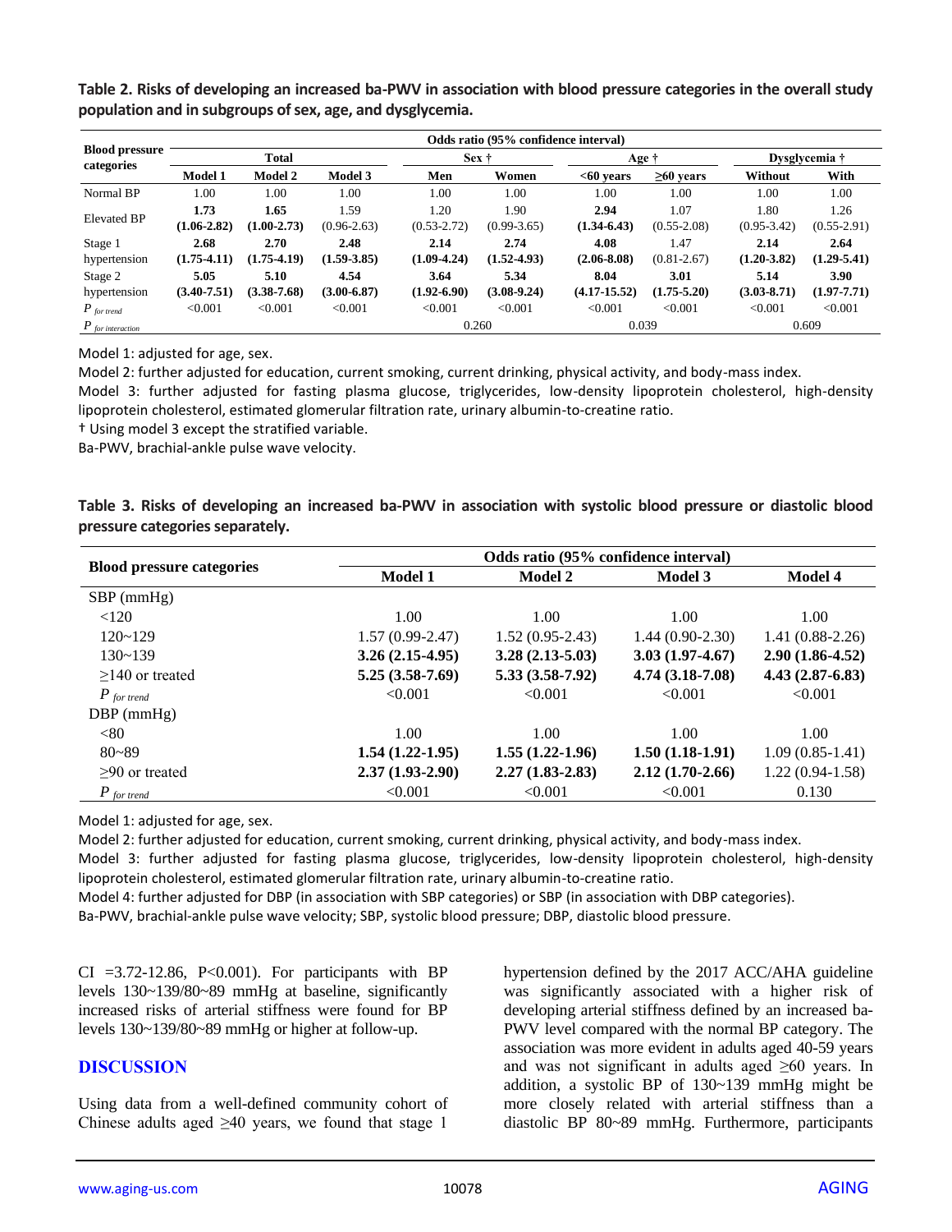**Table 2. Risks of developing an increased ba-PWV in association with blood pressure categories in the overall study population and in subgroups of sex, age, and dysglycemia.**

| Blood pressure categories | Odds ratio (95% confidence interval) | | | | | | | | |
|---|---|---|---|---|---|---|---|---|---|
| | Total | | | Sex † | | Age † | | Dysglycemia † | |
| | Model 1 | Model 2 | Model 3 | Men | Women | <60 years | ≥60 years | Without | With |
| Normal BP | 1.00 | 1.00 | 1.00 | 1.00 | 1.00 | 1.00 | 1.00 | 1.00 | 1.00 |
| Elevated BP | **1.73 (1.06-2.82)** | **1.65 (1.00-2.73)** | 1.59 (0.96-2.63) | 1.20 (0.53-2.72) | 1.90 (0.99-3.65) | **2.94 (1.34-6.43)** | 1.07 (0.55-2.08) | 1.80 (0.95-3.42) | 1.26 (0.55-2.91) |
| Stage 1 hypertension | **2.68 (1.75-4.11)** | **2.70 (1.75-4.19)** | **2.48 (1.59-3.85)** | **2.14 (1.09-4.24)** | **2.74 (1.52-4.93)** | **4.08 (2.06-8.08)** | 1.47 (0.81-2.67) | **2.14 (1.20-3.82)** | **2.64 (1.29-5.41)** |
| Stage 2 hypertension | **5.05 (3.40-7.51)** | **5.10 (3.38-7.68)** | **4.54 (3.00-6.87)** | **3.64 (1.92-6.90)** | **5.34 (3.08-9.24)** | **8.04 (4.17-15.52)** | **3.01 (1.75-5.20)** | **5.14 (3.03-8.71)** | **3.90 (1.97-7.71)** |
| $P$ for trend | <0.001 | <0.001 | <0.001 | <0.001 | <0.001 | <0.001 | <0.001 | <0.001 | <0.001 |
| $P$ for interaction | | | | 0.260 | | 0.039 | | 0.609 | |

Model 1: adjusted for age, sex.

Model 2: further adjusted for education, current smoking, current drinking, physical activity, and body-mass index.

Model 3: further adjusted for fasting plasma glucose, triglycerides, low-density lipoprotein cholesterol, high-density lipoprotein cholesterol, estimated glomerular filtration rate, urinary albumin-to-creatine ratio.

† Using model 3 except the stratified variable.

Ba-PWV, brachial-ankle pulse wave velocity.

**Table 3. Risks of developing an increased ba-PWV in association with systolic blood pressure or diastolic blood pressure categories separately.**

| Blood pressure categories | Odds ratio (95% confidence interval) | | | |
|---|---|---|---|---|
| | Model 1 | Model 2 | Model 3 | Model 4 |
| SBP (mmHg) | | | | |
| <120 | 1.00 | 1.00 | 1.00 | 1.00 |
| 120~129 | 1.57 (0.99-2.47) | 1.52 (0.95-2.43) | 1.44 (0.90-2.30) | 1.41 (0.88-2.26) |
| 130~139 | **3.26 (2.15-4.95)** | **3.28 (2.13-5.03)** | **3.03 (1.97-4.67)** | **2.90 (1.86-4.52)** |
| ≥140 or treated | **5.25 (3.58-7.69)** | **5.33 (3.58-7.92)** | **4.74 (3.18-7.08)** | **4.43 (2.87-6.83)** |
| $P$ for trend | <0.001 | <0.001 | <0.001 | <0.001 |
| DBP (mmHg) | | | | |
| <80 | 1.00 | 1.00 | 1.00 | 1.00 |
| 80~89 | **1.54 (1.22-1.95)** | **1.55 (1.22-1.96)** | **1.50 (1.18-1.91)** | 1.09 (0.85-1.41) |
| ≥90 or treated | **2.37 (1.93-2.90)** | **2.27 (1.83-2.83)** | **2.12 (1.70-2.66)** | 1.22 (0.94-1.58) |
| $P$ for trend | <0.001 | <0.001 | <0.001 | 0.130 |

Model 1: adjusted for age, sex.

Model 2: further adjusted for education, current smoking, current drinking, physical activity, and body-mass index.

Model 3: further adjusted for fasting plasma glucose, triglycerides, low-density lipoprotein cholesterol, high-density lipoprotein cholesterol, estimated glomerular filtration rate, urinary albumin-to-creatine ratio.

Model 4: further adjusted for DBP (in association with SBP categories) or SBP (in association with DBP categories).

Ba-PWV, brachial-ankle pulse wave velocity; SBP, systolic blood pressure; DBP, diastolic blood pressure.

CI =3.72-12.86, P<0.001). For participants with BP levels 130~139/80~89 mmHg at baseline, significantly increased risks of arterial stiffness were found for BP levels 130~139/80~89 mmHg or higher at follow-up.

## DISCUSSION

Using data from a well-defined community cohort of Chinese adults aged ≥40 years, we found that stage 1 hypertension defined by the 2017 ACC/AHA guideline was significantly associated with a higher risk of developing arterial stiffness defined by an increased ba-PWV level compared with the normal BP category. The association was more evident in adults aged 40-59 years and was not significant in adults aged ≥60 years. In addition, a systolic BP of 130~139 mmHg might be more closely related with arterial stiffness than a diastolic BP 80~89 mmHg. Furthermore, participants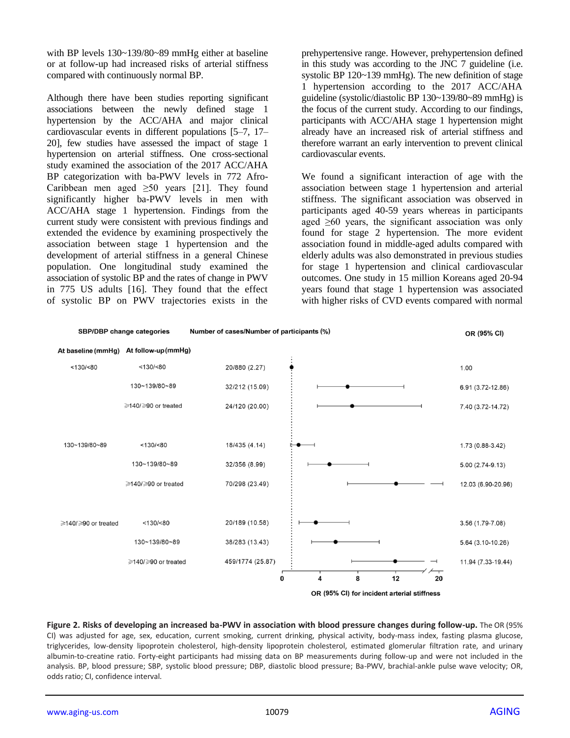with BP levels 130~139/80~89 mmHg either at baseline or at follow-up had increased risks of arterial stiffness compared with continuously normal BP.

Although there have been studies reporting significant associations between the newly defined stage 1 hypertension by the ACC/AHA and major clinical cardiovascular events in different populations [5–7, 17–20], few studies have assessed the impact of stage 1 hypertension on arterial stiffness. One cross-sectional study examined the association of the 2017 ACC/AHA BP categorization with ba-PWV levels in 772 Afro-Caribbean men aged ≥50 years [21]. They found significantly higher ba-PWV levels in men with ACC/AHA stage 1 hypertension. Findings from the current study were consistent with previous findings and extended the evidence by examining prospectively the association between stage 1 hypertension and the development of arterial stiffness in a general Chinese population. One longitudinal study examined the association of systolic BP and the rates of change in PWV in 775 US adults [16]. They found that the effect of systolic BP on PWV trajectories exists in the prehypertensive range. However, prehypertension defined in this study was according to the JNC 7 guideline (i.e. systolic BP 120~139 mmHg). The new definition of stage 1 hypertension according to the 2017 ACC/AHA guideline (systolic/diastolic BP 130~139/80~89 mmHg) is the focus of the current study. According to our findings, participants with ACC/AHA stage 1 hypertension might already have an increased risk of arterial stiffness and therefore warrant an early intervention to prevent clinical cardiovascular events.

We found a significant interaction of age with the association between stage 1 hypertension and arterial stiffness. The significant association was observed in participants aged 40-59 years whereas in participants aged ≥60 years, the significant association was only found for stage 2 hypertension. The more evident association found in middle-aged adults compared with elderly adults was also demonstrated in previous studies for stage 1 hypertension and clinical cardiovascular outcomes. One study in 15 million Koreans aged 20-94 years found that stage 1 hypertension was associated with higher risks of CVD events compared with normal

| SBP/DBP change categories: At baseline (mmHg) | At follow-up (mmHg) | Number of cases/Number of participants (%) | OR (95% CI) |
|---|---|---|---|
| <130/<80 | <130/<80 | 20/880 (2.27) | 1.00 |
| | 130~139/80~89 | 32/212 (15.09) | 6.91 (3.72-12.86) |
| | ≥140/≥90 or treated | 24/120 (20.00) | 7.40 (3.72-14.72) |
| 130~139/80~89 | <130/<80 | 18/435 (4.14) | 1.73 (0.88-3.42) |
| | 130~139/80~89 | 32/356 (8.99) | 5.00 (2.74-9.13) |
| | ≥140/≥90 or treated | 70/298 (23.49) | 12.03 (6.90-20.96) |
| ≥140/≥90 or treated | <130/<80 | 20/189 (10.58) | 3.56 (1.79-7.08) |
| | 130~139/80~89 | 38/283 (13.43) | 5.64 (3.10-10.26) |
| | ≥140/≥90 or treated | 459/1774 (25.87) | 11.94 (7.33-19.44) |

OR (95% CI) for incident arterial stiffness

**Figure 2. Risks of developing an increased ba-PWV in association with blood pressure changes during follow-up.** The OR (95% CI) was adjusted for age, sex, education, current smoking, current drinking, physical activity, body-mass index, fasting plasma glucose, triglycerides, low-density lipoprotein cholesterol, high-density lipoprotein cholesterol, estimated glomerular filtration rate, and urinary albumin-to-creatine ratio. Forty-eight participants had missing data on BP measurements during follow-up and were not included in the analysis. BP, blood pressure; SBP, systolic blood pressure; DBP, diastolic blood pressure; Ba-PWV, brachial-ankle pulse wave velocity; OR, odds ratio; CI, confidence interval.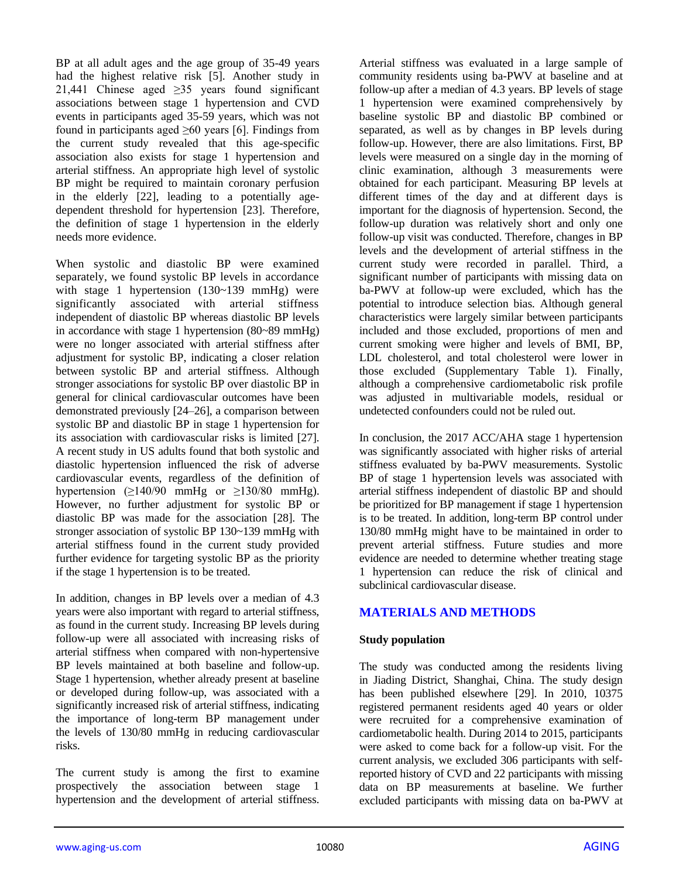BP at all adult ages and the age group of 35-49 years had the highest relative risk [5]. Another study in 21,441 Chinese aged ≥35 years found significant associations between stage 1 hypertension and CVD events in participants aged 35-59 years, which was not found in participants aged ≥60 years [6]. Findings from the current study revealed that this age-specific association also exists for stage 1 hypertension and arterial stiffness. An appropriate high level of systolic BP might be required to maintain coronary perfusion in the elderly [22], leading to a potentially age-dependent threshold for hypertension [23]. Therefore, the definition of stage 1 hypertension in the elderly needs more evidence.

When systolic and diastolic BP were examined separately, we found systolic BP levels in accordance with stage 1 hypertension (130~139 mmHg) were significantly associated with arterial stiffness independent of diastolic BP whereas diastolic BP levels in accordance with stage 1 hypertension (80~89 mmHg) were no longer associated with arterial stiffness after adjustment for systolic BP, indicating a closer relation between systolic BP and arterial stiffness. Although stronger associations for systolic BP over diastolic BP in general for clinical cardiovascular outcomes have been demonstrated previously [24–26], a comparison between systolic BP and diastolic BP in stage 1 hypertension for its association with cardiovascular risks is limited [27]. A recent study in US adults found that both systolic and diastolic hypertension influenced the risk of adverse cardiovascular events, regardless of the definition of hypertension (≥140/90 mmHg or ≥130/80 mmHg). However, no further adjustment for systolic BP or diastolic BP was made for the association [28]. The stronger association of systolic BP 130~139 mmHg with arterial stiffness found in the current study provided further evidence for targeting systolic BP as the priority if the stage 1 hypertension is to be treated.

In addition, changes in BP levels over a median of 4.3 years were also important with regard to arterial stiffness, as found in the current study. Increasing BP levels during follow-up were all associated with increasing risks of arterial stiffness when compared with non-hypertensive BP levels maintained at both baseline and follow-up. Stage 1 hypertension, whether already present at baseline or developed during follow-up, was associated with a significantly increased risk of arterial stiffness, indicating the importance of long-term BP management under the levels of 130/80 mmHg in reducing cardiovascular risks.

The current study is among the first to examine prospectively the association between stage 1 hypertension and the development of arterial stiffness. Arterial stiffness was evaluated in a large sample of community residents using ba-PWV at baseline and at follow-up after a median of 4.3 years. BP levels of stage 1 hypertension were examined comprehensively by baseline systolic BP and diastolic BP combined or separated, as well as by changes in BP levels during follow-up. However, there are also limitations. First, BP levels were measured on a single day in the morning of clinic examination, although 3 measurements were obtained for each participant. Measuring BP levels at different times of the day and at different days is important for the diagnosis of hypertension. Second, the follow-up duration was relatively short and only one follow-up visit was conducted. Therefore, changes in BP levels and the development of arterial stiffness in the current study were recorded in parallel. Third, a significant number of participants with missing data on ba-PWV at follow-up were excluded, which has the potential to introduce selection bias. Although general characteristics were largely similar between participants included and those excluded, proportions of men and current smoking were higher and levels of BMI, BP, LDL cholesterol, and total cholesterol were lower in those excluded (Supplementary Table 1). Finally, although a comprehensive cardiometabolic risk profile was adjusted in multivariable models, residual or undetected confounders could not be ruled out.

In conclusion, the 2017 ACC/AHA stage 1 hypertension was significantly associated with higher risks of arterial stiffness evaluated by ba-PWV measurements. Systolic BP of stage 1 hypertension levels was associated with arterial stiffness independent of diastolic BP and should be prioritized for BP management if stage 1 hypertension is to be treated. In addition, long-term BP control under 130/80 mmHg might have to be maintained in order to prevent arterial stiffness. Future studies and more evidence are needed to determine whether treating stage 1 hypertension can reduce the risk of clinical and subclinical cardiovascular disease.

## MATERIALS AND METHODS

### Study population

The study was conducted among the residents living in Jiading District, Shanghai, China. The study design has been published elsewhere [29]. In 2010, 10375 registered permanent residents aged 40 years or older were recruited for a comprehensive examination of cardiometabolic health. During 2014 to 2015, participants were asked to come back for a follow-up visit. For the current analysis, we excluded 306 participants with self-reported history of CVD and 22 participants with missing data on BP measurements at baseline. We further excluded participants with missing data on ba-PWV at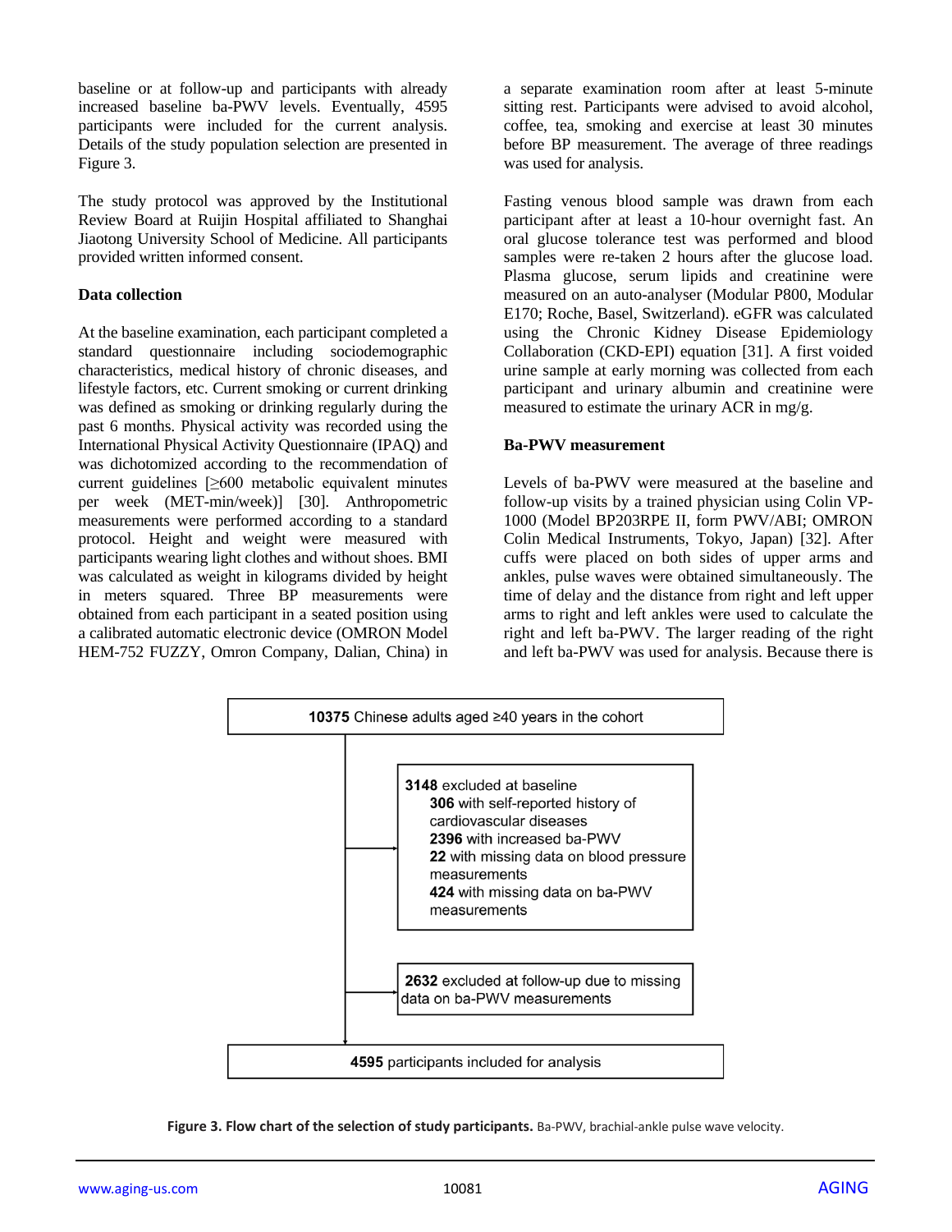baseline or at follow-up and participants with already increased baseline ba-PWV levels. Eventually, 4595 participants were included for the current analysis. Details of the study population selection are presented in Figure 3.

The study protocol was approved by the Institutional Review Board at Ruijin Hospital affiliated to Shanghai Jiaotong University School of Medicine. All participants provided written informed consent.

### Data collection

At the baseline examination, each participant completed a standard questionnaire including sociodemographic characteristics, medical history of chronic diseases, and lifestyle factors, etc. Current smoking or current drinking was defined as smoking or drinking regularly during the past 6 months. Physical activity was recorded using the International Physical Activity Questionnaire (IPAQ) and was dichotomized according to the recommendation of current guidelines [≥600 metabolic equivalent minutes per week (MET-min/week)] [30]. Anthropometric measurements were performed according to a standard protocol. Height and weight were measured with participants wearing light clothes and without shoes. BMI was calculated as weight in kilograms divided by height in meters squared. Three BP measurements were obtained from each participant in a seated position using a calibrated automatic electronic device (OMRON Model HEM-752 FUZZY, Omron Company, Dalian, China) in a separate examination room after at least 5-minute sitting rest. Participants were advised to avoid alcohol, coffee, tea, smoking and exercise at least 30 minutes before BP measurement. The average of three readings was used for analysis.

Fasting venous blood sample was drawn from each participant after at least a 10-hour overnight fast. An oral glucose tolerance test was performed and blood samples were re-taken 2 hours after the glucose load. Plasma glucose, serum lipids and creatinine were measured on an auto-analyser (Modular P800, Modular E170; Roche, Basel, Switzerland). eGFR was calculated using the Chronic Kidney Disease Epidemiology Collaboration (CKD-EPI) equation [31]. A first voided urine sample at early morning was collected from each participant and urinary albumin and creatinine were measured to estimate the urinary ACR in mg/g.

### Ba-PWV measurement

Levels of ba-PWV were measured at the baseline and follow-up visits by a trained physician using Colin VP-1000 (Model BP203RPE II, form PWV/ABI; OMRON Colin Medical Instruments, Tokyo, Japan) [32]. After cuffs were placed on both sides of upper arms and ankles, pulse waves were obtained simultaneously. The time of delay and the distance from right and left upper arms to right and left ankles were used to calculate the right and left ba-PWV. The larger reading of the right and left ba-PWV was used for analysis. Because there is

**10375** Chinese adults aged ≥40 years in the cohort

**3148** excluded at baseline
- **306** with self-reported history of cardiovascular diseases
- **2396** with increased ba-PWV
- **22** with missing data on blood pressure measurements
- **424** with missing data on ba-PWV measurements

**2632** excluded at follow-up due to missing data on ba-PWV measurements

**4595** participants included for analysis

**Figure 3. Flow chart of the selection of study participants.** Ba-PWV, brachial-ankle pulse wave velocity.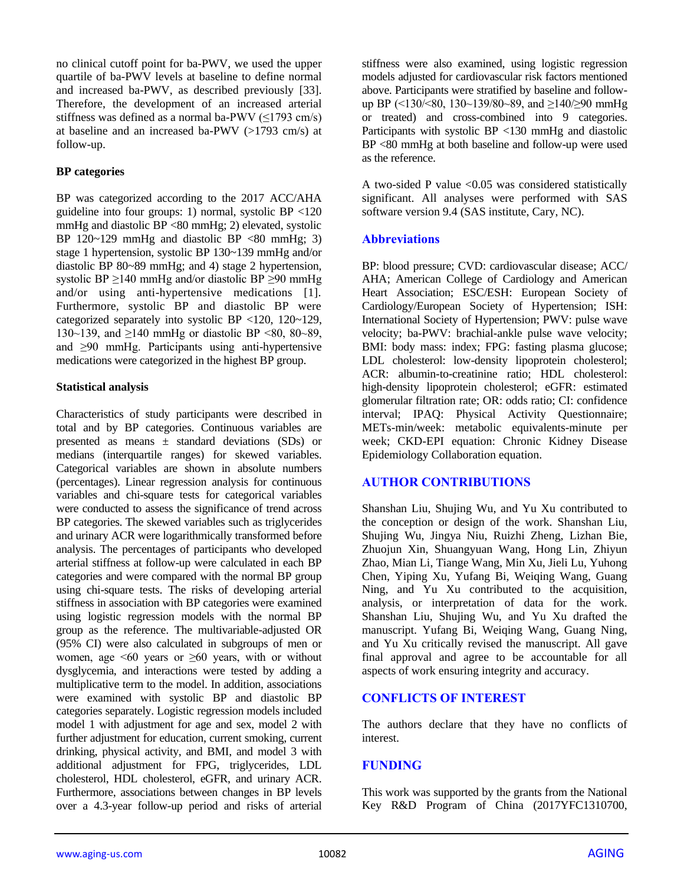no clinical cutoff point for ba-PWV, we used the upper quartile of ba-PWV levels at baseline to define normal and increased ba-PWV, as described previously [33]. Therefore, the development of an increased arterial stiffness was defined as a normal ba-PWV (≤1793 cm/s) at baseline and an increased ba-PWV (>1793 cm/s) at follow-up.

### BP categories

BP was categorized according to the 2017 ACC/AHA guideline into four groups: 1) normal, systolic BP <120 mmHg and diastolic BP <80 mmHg; 2) elevated, systolic BP 120~129 mmHg and diastolic BP <80 mmHg; 3) stage 1 hypertension, systolic BP 130~139 mmHg and/or diastolic BP 80~89 mmHg; and 4) stage 2 hypertension, systolic BP ≥140 mmHg and/or diastolic BP ≥90 mmHg and/or using anti-hypertensive medications [1]. Furthermore, systolic BP and diastolic BP were categorized separately into systolic BP <120, 120~129, 130~139, and ≥140 mmHg or diastolic BP <80, 80~89, and ≥90 mmHg. Participants using anti-hypertensive medications were categorized in the highest BP group.

### Statistical analysis

Characteristics of study participants were described in total and by BP categories. Continuous variables are presented as means ± standard deviations (SDs) or medians (interquartile ranges) for skewed variables. Categorical variables are shown in absolute numbers (percentages). Linear regression analysis for continuous variables and chi-square tests for categorical variables were conducted to assess the significance of trend across BP categories. The skewed variables such as triglycerides and urinary ACR were logarithmically transformed before analysis. The percentages of participants who developed arterial stiffness at follow-up were calculated in each BP categories and were compared with the normal BP group using chi-square tests. The risks of developing arterial stiffness in association with BP categories were examined using logistic regression models with the normal BP group as the reference. The multivariable-adjusted OR (95% CI) were also calculated in subgroups of men or women, age <60 years or ≥60 years, with or without dysglycemia, and interactions were tested by adding a multiplicative term to the model. In addition, associations were examined with systolic BP and diastolic BP categories separately. Logistic regression models included model 1 with adjustment for age and sex, model 2 with further adjustment for education, current smoking, current drinking, physical activity, and BMI, and model 3 with additional adjustment for FPG, triglycerides, LDL cholesterol, HDL cholesterol, eGFR, and urinary ACR. Furthermore, associations between changes in BP levels over a 4.3-year follow-up period and risks of arterial stiffness were also examined, using logistic regression models adjusted for cardiovascular risk factors mentioned above. Participants were stratified by baseline and follow-up BP (<130/<80, 130~139/80~89, and ≥140/≥90 mmHg or treated) and cross-combined into 9 categories. Participants with systolic BP <130 mmHg and diastolic BP <80 mmHg at both baseline and follow-up were used as the reference.

A two-sided P value <0.05 was considered statistically significant. All analyses were performed with SAS software version 9.4 (SAS institute, Cary, NC).

## Abbreviations

BP: blood pressure; CVD: cardiovascular disease; ACC/AHA; American College of Cardiology and American Heart Association; ESC/ESH: European Society of Cardiology/European Society of Hypertension; ISH: International Society of Hypertension; PWV: pulse wave velocity; ba-PWV: brachial-ankle pulse wave velocity; BMI: body mass: index; FPG: fasting plasma glucose; LDL cholesterol: low-density lipoprotein cholesterol; ACR: albumin-to-creatinine ratio; HDL cholesterol: high-density lipoprotein cholesterol; eGFR: estimated glomerular filtration rate; OR: odds ratio; CI: confidence interval; IPAQ: Physical Activity Questionnaire; METs-min/week: metabolic equivalents-minute per week; CKD-EPI equation: Chronic Kidney Disease Epidemiology Collaboration equation.

## AUTHOR CONTRIBUTIONS

Shanshan Liu, Shujing Wu, and Yu Xu contributed to the conception or design of the work. Shanshan Liu, Shujing Wu, Jingya Niu, Ruizhi Zheng, Lizhan Bie, Zhuojun Xin, Shuangyuan Wang, Hong Lin, Zhiyun Zhao, Mian Li, Tiange Wang, Min Xu, Jieli Lu, Yuhong Chen, Yiping Xu, Yufang Bi, Weiqing Wang, Guang Ning, and Yu Xu contributed to the acquisition, analysis, or interpretation of data for the work. Shanshan Liu, Shujing Wu, and Yu Xu drafted the manuscript. Yufang Bi, Weiqing Wang, Guang Ning, and Yu Xu critically revised the manuscript. All gave final approval and agree to be accountable for all aspects of work ensuring integrity and accuracy.

## CONFLICTS OF INTEREST

The authors declare that they have no conflicts of interest.

## FUNDING

This work was supported by the grants from the National Key R&D Program of China (2017YFC1310700,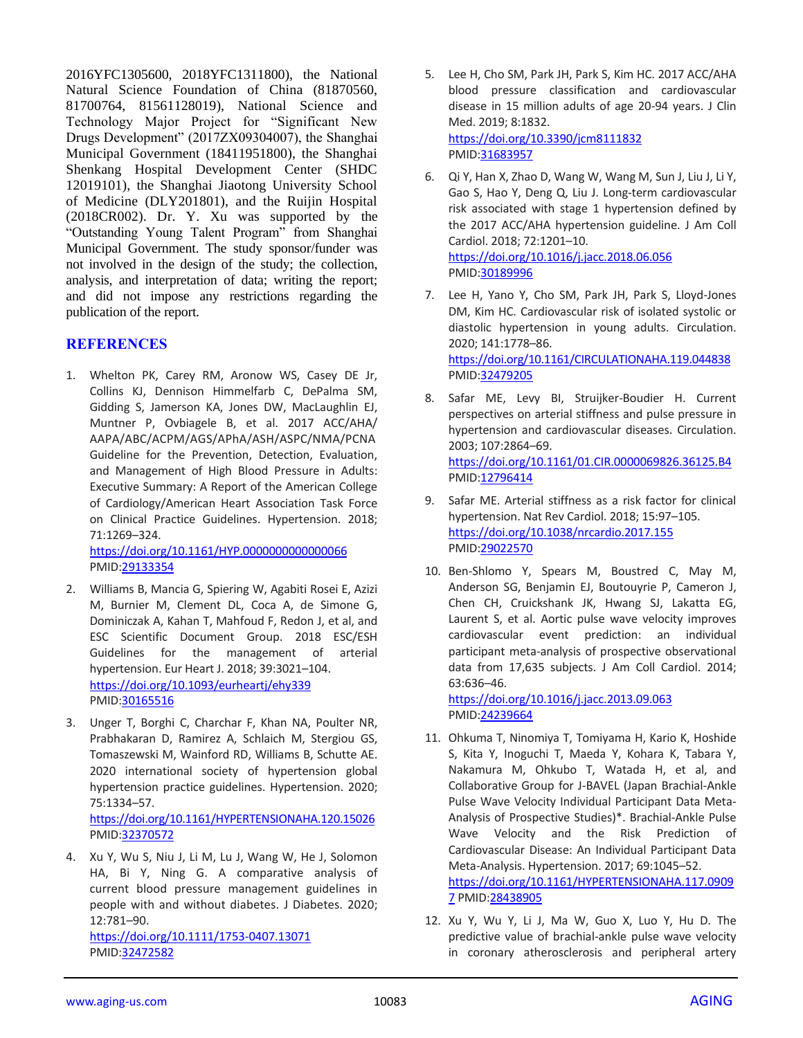2016YFC1305600, 2018YFC1311800), the National Natural Science Foundation of China (81870560, 81700764, 81561128019), National Science and Technology Major Project for "Significant New Drugs Development" (2017ZX09304007), the Shanghai Municipal Government (18411951800), the Shanghai Shenkang Hospital Development Center (SHDC 12019101), the Shanghai Jiaotong University School of Medicine (DLY201801), and the Ruijin Hospital (2018CR002). Dr. Y. Xu was supported by the "Outstanding Young Talent Program" from Shanghai Municipal Government. The study sponsor/funder was not involved in the design of the study; the collection, analysis, and interpretation of data; writing the report; and did not impose any restrictions regarding the publication of the report.

## REFERENCES

1. Whelton PK, Carey RM, Aronow WS, Casey DE Jr, Collins KJ, Dennison Himmelfarb C, DePalma SM, Gidding S, Jamerson KA, Jones DW, MacLaughlin EJ, Muntner P, Ovbiagele B, et al. 2017 ACC/AHA/AAPA/ABC/ACPM/AGS/APhA/ASH/ASPC/NMA/PCNA Guideline for the Prevention, Detection, Evaluation, and Management of High Blood Pressure in Adults: Executive Summary: A Report of the American College of Cardiology/American Heart Association Task Force on Clinical Practice Guidelines. Hypertension. 2018; 71:1269–324. https://doi.org/10.1161/HYP.0000000000000066 PMID:29133354

2. Williams B, Mancia G, Spiering W, Agabiti Rosei E, Azizi M, Burnier M, Clement DL, Coca A, de Simone G, Dominiczak A, Kahan T, Mahfoud F, Redon J, et al, and ESC Scientific Document Group. 2018 ESC/ESH Guidelines for the management of arterial hypertension. Eur Heart J. 2018; 39:3021–104. https://doi.org/10.1093/eurheartj/ehy339 PMID:30165516

3. Unger T, Borghi C, Charchar F, Khan NA, Poulter NR, Prabhakaran D, Ramirez A, Schlaich M, Stergiou GS, Tomaszewski M, Wainford RD, Williams B, Schutte AE. 2020 international society of hypertension global hypertension practice guidelines. Hypertension. 2020; 75:1334–57. https://doi.org/10.1161/HYPERTENSIONAHA.120.15026 PMID:32370572

4. Xu Y, Wu S, Niu J, Li M, Lu J, Wang W, He J, Solomon HA, Bi Y, Ning G. A comparative analysis of current blood pressure management guidelines in people with and without diabetes. J Diabetes. 2020; 12:781–90. https://doi.org/10.1111/1753-0407.13071 PMID:32472582

5. Lee H, Cho SM, Park JH, Park S, Kim HC. 2017 ACC/AHA blood pressure classification and cardiovascular disease in 15 million adults of age 20-94 years. J Clin Med. 2019; 8:1832. https://doi.org/10.3390/jcm8111832 PMID:31683957

6. Qi Y, Han X, Zhao D, Wang W, Wang M, Sun J, Liu J, Li Y, Gao S, Hao Y, Deng Q, Liu J. Long-term cardiovascular risk associated with stage 1 hypertension defined by the 2017 ACC/AHA hypertension guideline. J Am Coll Cardiol. 2018; 72:1201–10. https://doi.org/10.1016/j.jacc.2018.06.056 PMID:30189996

7. Lee H, Yano Y, Cho SM, Park JH, Park S, Lloyd-Jones DM, Kim HC. Cardiovascular risk of isolated systolic or diastolic hypertension in young adults. Circulation. 2020; 141:1778–86. https://doi.org/10.1161/CIRCULATIONAHA.119.044838 PMID:32479205

8. Safar ME, Levy BI, Struijker-Boudier H. Current perspectives on arterial stiffness and pulse pressure in hypertension and cardiovascular diseases. Circulation. 2003; 107:2864–69. https://doi.org/10.1161/01.CIR.0000069826.36125.B4 PMID:12796414

9. Safar ME. Arterial stiffness as a risk factor for clinical hypertension. Nat Rev Cardiol. 2018; 15:97–105. https://doi.org/10.1038/nrcardio.2017.155 PMID:29022570

10. Ben-Shlomo Y, Spears M, Boustred C, May M, Anderson SG, Benjamin EJ, Boutouyrie P, Cameron J, Chen CH, Cruickshank JK, Hwang SJ, Lakatta EG, Laurent S, et al. Aortic pulse wave velocity improves cardiovascular event prediction: an individual participant meta-analysis of prospective observational data from 17,635 subjects. J Am Coll Cardiol. 2014; 63:636–46. https://doi.org/10.1016/j.jacc.2013.09.063 PMID:24239664

11. Ohkuma T, Ninomiya T, Tomiyama H, Kario K, Hoshide S, Kita Y, Inoguchi T, Maeda Y, Kohara K, Tabara Y, Nakamura M, Ohkubo T, Watada H, et al, and Collaborative Group for J-BAVEL (Japan Brachial-Ankle Pulse Wave Velocity Individual Participant Data Meta-Analysis of Prospective Studies)*. Brachial-Ankle Pulse Wave Velocity and the Risk Prediction of Cardiovascular Disease: An Individual Participant Data Meta-Analysis. Hypertension. 2017; 69:1045–52. https://doi.org/10.1161/HYPERTENSIONAHA.117.09097 PMID:28438905

12. Xu Y, Wu Y, Li J, Ma W, Guo X, Luo Y, Hu D. The predictive value of brachial-ankle pulse wave velocity in coronary atherosclerosis and peripheral artery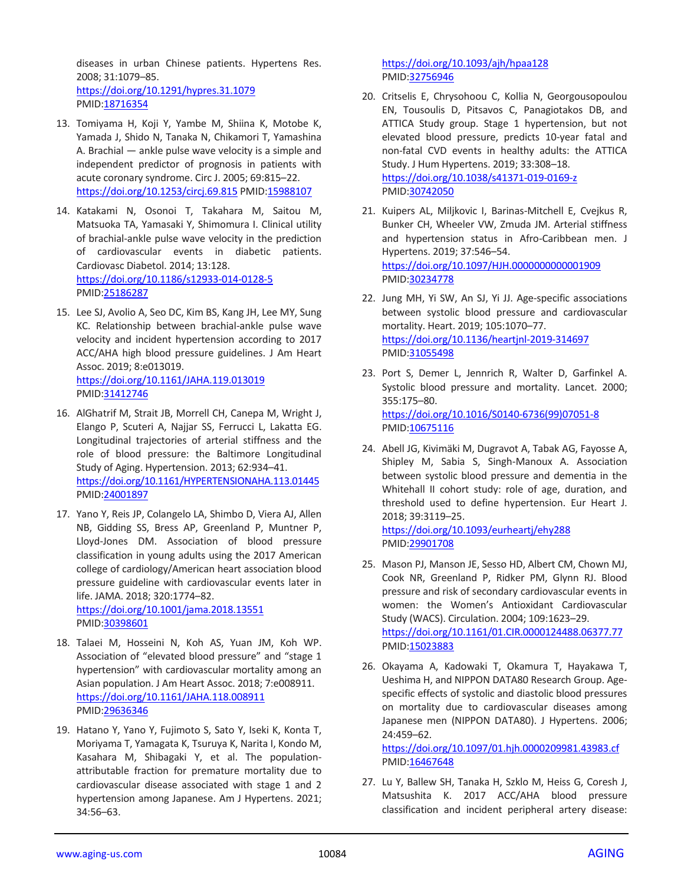diseases in urban Chinese patients. Hypertens Res. 2008; 31:1079–85.
https://doi.org/10.1291/hypres.31.1079
PMID:18716354

13. Tomiyama H, Koji Y, Yambe M, Shiina K, Motobe K, Yamada J, Shido N, Tanaka N, Chikamori T, Yamashina A. Brachial — ankle pulse wave velocity is a simple and independent predictor of prognosis in patients with acute coronary syndrome. Circ J. 2005; 69:815–22.
https://doi.org/10.1253/circj.69.815 PMID:15988107

14. Katakami N, Osonoi T, Takahara M, Saitou M, Matsuoka TA, Yamasaki Y, Shimomura I. Clinical utility of brachial-ankle pulse wave velocity in the prediction of cardiovascular events in diabetic patients. Cardiovasc Diabetol. 2014; 13:128.
https://doi.org/10.1186/s12933-014-0128-5
PMID:25186287

15. Lee SJ, Avolio A, Seo DC, Kim BS, Kang JH, Lee MY, Sung KC. Relationship between brachial-ankle pulse wave velocity and incident hypertension according to 2017 ACC/AHA high blood pressure guidelines. J Am Heart Assoc. 2019; 8:e013019.
https://doi.org/10.1161/JAHA.119.013019
PMID:31412746

16. AlGhatrif M, Strait JB, Morrell CH, Canepa M, Wright J, Elango P, Scuteri A, Najjar SS, Ferrucci L, Lakatta EG. Longitudinal trajectories of arterial stiffness and the role of blood pressure: the Baltimore Longitudinal Study of Aging. Hypertension. 2013; 62:934–41.
https://doi.org/10.1161/HYPERTENSIONAHA.113.01445
PMID:24001897

17. Yano Y, Reis JP, Colangelo LA, Shimbo D, Viera AJ, Allen NB, Gidding SS, Bress AP, Greenland P, Muntner P, Lloyd-Jones DM. Association of blood pressure classification in young adults using the 2017 American college of cardiology/American heart association blood pressure guideline with cardiovascular events later in life. JAMA. 2018; 320:1774–82.
https://doi.org/10.1001/jama.2018.13551
PMID:30398601

18. Talaei M, Hosseini N, Koh AS, Yuan JM, Koh WP. Association of "elevated blood pressure" and "stage 1 hypertension" with cardiovascular mortality among an Asian population. J Am Heart Assoc. 2018; 7:e008911.
https://doi.org/10.1161/JAHA.118.008911
PMID:29636346

19. Hatano Y, Yano Y, Fujimoto S, Sato Y, Iseki K, Konta T, Moriyama T, Yamagata K, Tsuruya K, Narita I, Kondo M, Kasahara M, Shibagaki Y, et al. The population-attributable fraction for premature mortality due to cardiovascular disease associated with stage 1 and 2 hypertension among Japanese. Am J Hypertens. 2021; 34:56–63.
https://doi.org/10.1093/ajh/hpaa128
PMID:32756946

20. Critselis E, Chrysohoou C, Kollia N, Georgousopoulou EN, Tousoulis D, Pitsavos C, Panagiotakos DB, and ATTICA Study group. Stage 1 hypertension, but not elevated blood pressure, predicts 10-year fatal and non-fatal CVD events in healthy adults: the ATTICA Study. J Hum Hypertens. 2019; 33:308–18.
https://doi.org/10.1038/s41371-019-0169-z
PMID:30742050

21. Kuipers AL, Miljkovic I, Barinas-Mitchell E, Cvejkus R, Bunker CH, Wheeler VW, Zmuda JM. Arterial stiffness and hypertension status in Afro-Caribbean men. J Hypertens. 2019; 37:546–54.
https://doi.org/10.1097/HJH.0000000000001909
PMID:30234778

22. Jung MH, Yi SW, An SJ, Yi JJ. Age-specific associations between systolic blood pressure and cardiovascular mortality. Heart. 2019; 105:1070–77.
https://doi.org/10.1136/heartjnl-2019-314697
PMID:31055498

23. Port S, Demer L, Jennrich R, Walter D, Garfinkel A. Systolic blood pressure and mortality. Lancet. 2000; 355:175–80.
https://doi.org/10.1016/S0140-6736(99)07051-8
PMID:10675116

24. Abell JG, Kivimäki M, Dugravot A, Tabak AG, Fayosse A, Shipley M, Sabia S, Singh-Manoux A. Association between systolic blood pressure and dementia in the Whitehall II cohort study: role of age, duration, and threshold used to define hypertension. Eur Heart J. 2018; 39:3119–25.
https://doi.org/10.1093/eurheartj/ehy288
PMID:29901708

25. Mason PJ, Manson JE, Sesso HD, Albert CM, Chown MJ, Cook NR, Greenland P, Ridker PM, Glynn RJ. Blood pressure and risk of secondary cardiovascular events in women: the Women's Antioxidant Cardiovascular Study (WACS). Circulation. 2004; 109:1623–29.
https://doi.org/10.1161/01.CIR.0000124488.06377.77
PMID:15023883

26. Okayama A, Kadowaki T, Okamura T, Hayakawa T, Ueshima H, and NIPPON DATA80 Research Group. Age-specific effects of systolic and diastolic blood pressures on mortality due to cardiovascular diseases among Japanese men (NIPPON DATA80). J Hypertens. 2006; 24:459–62.
https://doi.org/10.1097/01.hjh.0000209981.43983.cf
PMID:16467648

27. Lu Y, Ballew SH, Tanaka H, Szklo M, Heiss G, Coresh J, Matsushita K. 2017 ACC/AHA blood pressure classification and incident peripheral artery disease: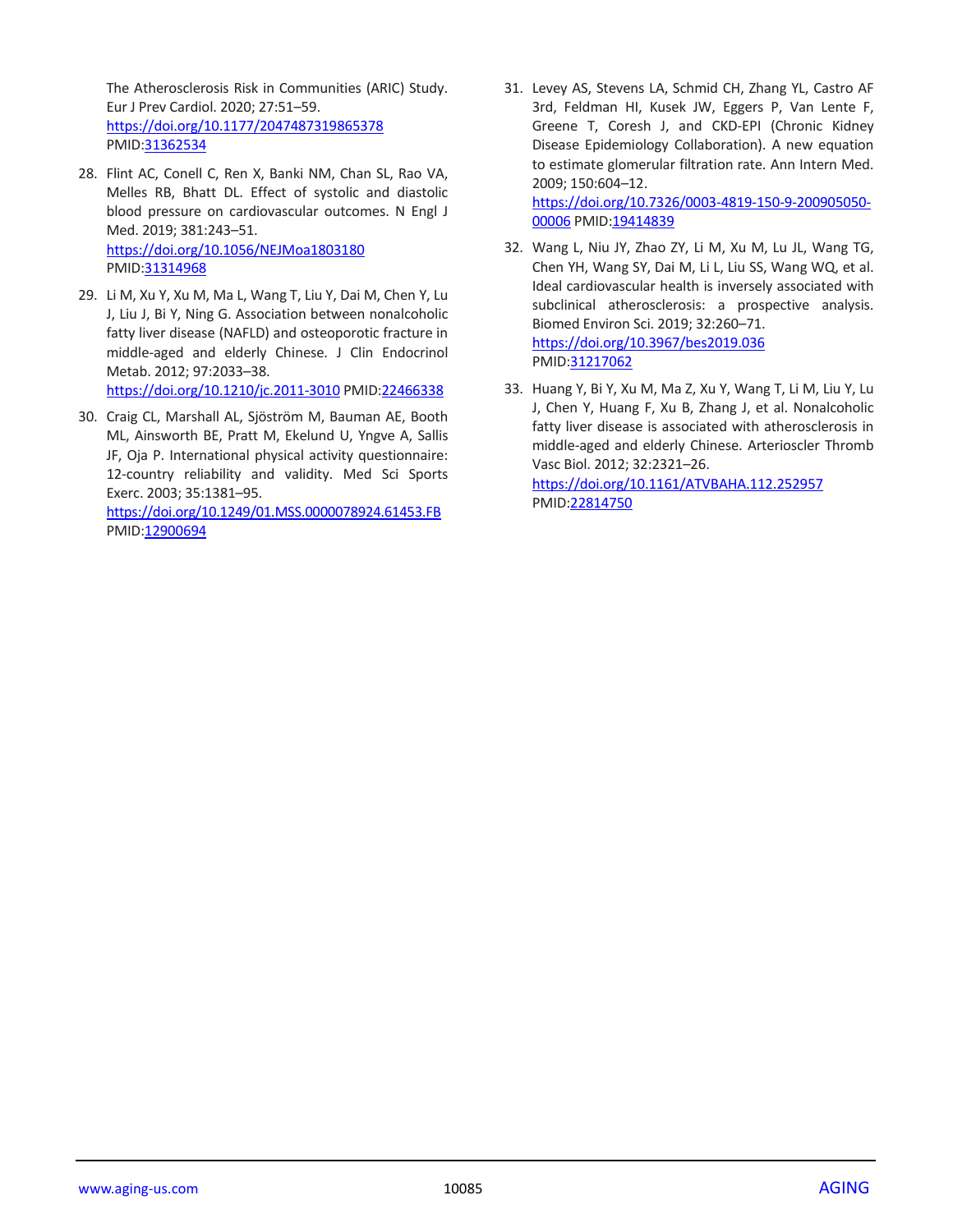The Atherosclerosis Risk in Communities (ARIC) Study. Eur J Prev Cardiol. 2020; 27:51–59. https://doi.org/10.1177/2047487319865378 PMID:31362534

28. Flint AC, Conell C, Ren X, Banki NM, Chan SL, Rao VA, Melles RB, Bhatt DL. Effect of systolic and diastolic blood pressure on cardiovascular outcomes. N Engl J Med. 2019; 381:243–51. https://doi.org/10.1056/NEJMoa1803180 PMID:31314968

29. Li M, Xu Y, Xu M, Ma L, Wang T, Liu Y, Dai M, Chen Y, Lu J, Liu J, Bi Y, Ning G. Association between nonalcoholic fatty liver disease (NAFLD) and osteoporotic fracture in middle-aged and elderly Chinese. J Clin Endocrinol Metab. 2012; 97:2033–38. https://doi.org/10.1210/jc.2011-3010 PMID:22466338

30. Craig CL, Marshall AL, Sjöström M, Bauman AE, Booth ML, Ainsworth BE, Pratt M, Ekelund U, Yngve A, Sallis JF, Oja P. International physical activity questionnaire: 12-country reliability and validity. Med Sci Sports Exerc. 2003; 35:1381–95. https://doi.org/10.1249/01.MSS.0000078924.61453.FB PMID:12900694

31. Levey AS, Stevens LA, Schmid CH, Zhang YL, Castro AF 3rd, Feldman HI, Kusek JW, Eggers P, Van Lente F, Greene T, Coresh J, and CKD-EPI (Chronic Kidney Disease Epidemiology Collaboration). A new equation to estimate glomerular filtration rate. Ann Intern Med. 2009; 150:604–12. https://doi.org/10.7326/0003-4819-150-9-200905050-00006 PMID:19414839

32. Wang L, Niu JY, Zhao ZY, Li M, Xu M, Lu JL, Wang TG, Chen YH, Wang SY, Dai M, Li L, Liu SS, Wang WQ, et al. Ideal cardiovascular health is inversely associated with subclinical atherosclerosis: a prospective analysis. Biomed Environ Sci. 2019; 32:260–71. https://doi.org/10.3967/bes2019.036 PMID:31217062

33. Huang Y, Bi Y, Xu M, Ma Z, Xu Y, Wang T, Li M, Liu Y, Lu J, Chen Y, Huang F, Xu B, Zhang J, et al. Nonalcoholic fatty liver disease is associated with atherosclerosis in middle-aged and elderly Chinese. Arterioscler Thromb Vasc Biol. 2012; 32:2321–26. https://doi.org/10.1161/ATVBAHA.112.252957 PMID:22814750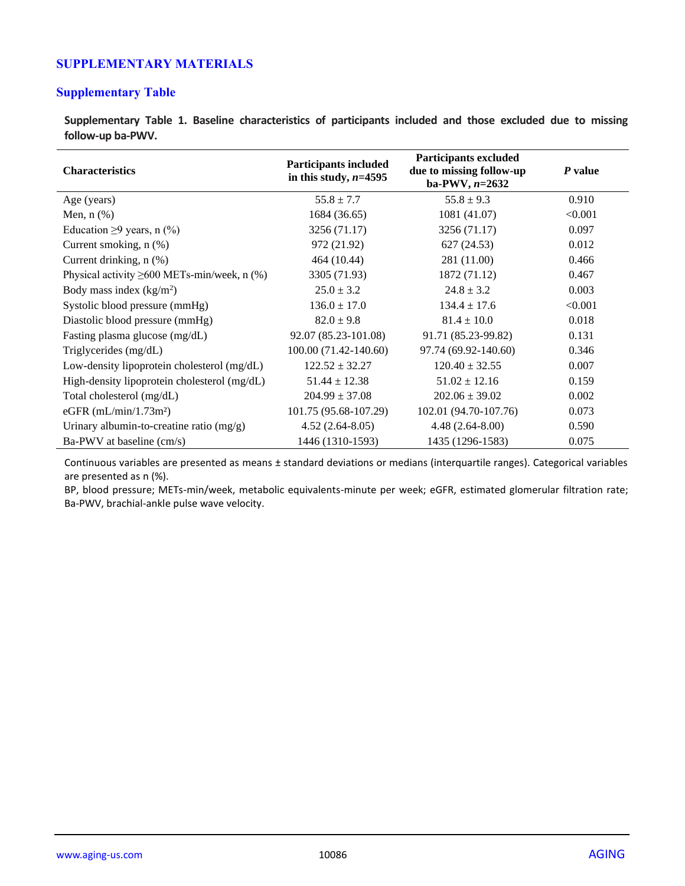# SUPPLEMENTARY MATERIALS

## Supplementary Table

**Supplementary Table 1. Baseline characteristics of participants included and those excluded due to missing follow-up ba-PWV.**

| Characteristics | Participants included in this study, *n*=4595 | Participants excluded due to missing follow-up ba-PWV, *n*=2632 | *P* value |
|---|---|---|---|
| Age (years) | 55.8 ± 7.7 | 55.8 ± 9.3 | 0.910 |
| Men, n (%) | 1684 (36.65) | 1081 (41.07) | <0.001 |
| Education ≥9 years, n (%) | 3256 (71.17) | 3256 (71.17) | 0.097 |
| Current smoking, n (%) | 972 (21.92) | 627 (24.53) | 0.012 |
| Current drinking, n (%) | 464 (10.44) | 281 (11.00) | 0.466 |
| Physical activity ≥600 METs-min/week, n (%) | 3305 (71.93) | 1872 (71.12) | 0.467 |
| Body mass index (kg/m$^2$) | 25.0 ± 3.2 | 24.8 ± 3.2 | 0.003 |
| Systolic blood pressure (mmHg) | 136.0 ± 17.0 | 134.4 ± 17.6 | <0.001 |
| Diastolic blood pressure (mmHg) | 82.0 ± 9.8 | 81.4 ± 10.0 | 0.018 |
| Fasting plasma glucose (mg/dL) | 92.07 (85.23-101.08) | 91.71 (85.23-99.82) | 0.131 |
| Triglycerides (mg/dL) | 100.00 (71.42-140.60) | 97.74 (69.92-140.60) | 0.346 |
| Low-density lipoprotein cholesterol (mg/dL) | 122.52 ± 32.27 | 120.40 ± 32.55 | 0.007 |
| High-density lipoprotein cholesterol (mg/dL) | 51.44 ± 12.38 | 51.02 ± 12.16 | 0.159 |
| Total cholesterol (mg/dL) | 204.99 ± 37.08 | 202.06 ± 39.02 | 0.002 |
| eGFR (mL/min/1.73m$^2$) | 101.75 (95.68-107.29) | 102.01 (94.70-107.76) | 0.073 |
| Urinary albumin-to-creatine ratio (mg/g) | 4.52 (2.64-8.05) | 4.48 (2.64-8.00) | 0.590 |
| Ba-PWV at baseline (cm/s) | 1446 (1310-1593) | 1435 (1296-1583) | 0.075 |

Continuous variables are presented as means ± standard deviations or medians (interquartile ranges). Categorical variables are presented as n (%).

BP, blood pressure; METs-min/week, metabolic equivalents-minute per week; eGFR, estimated glomerular filtration rate; Ba-PWV, brachial-ankle pulse wave velocity.